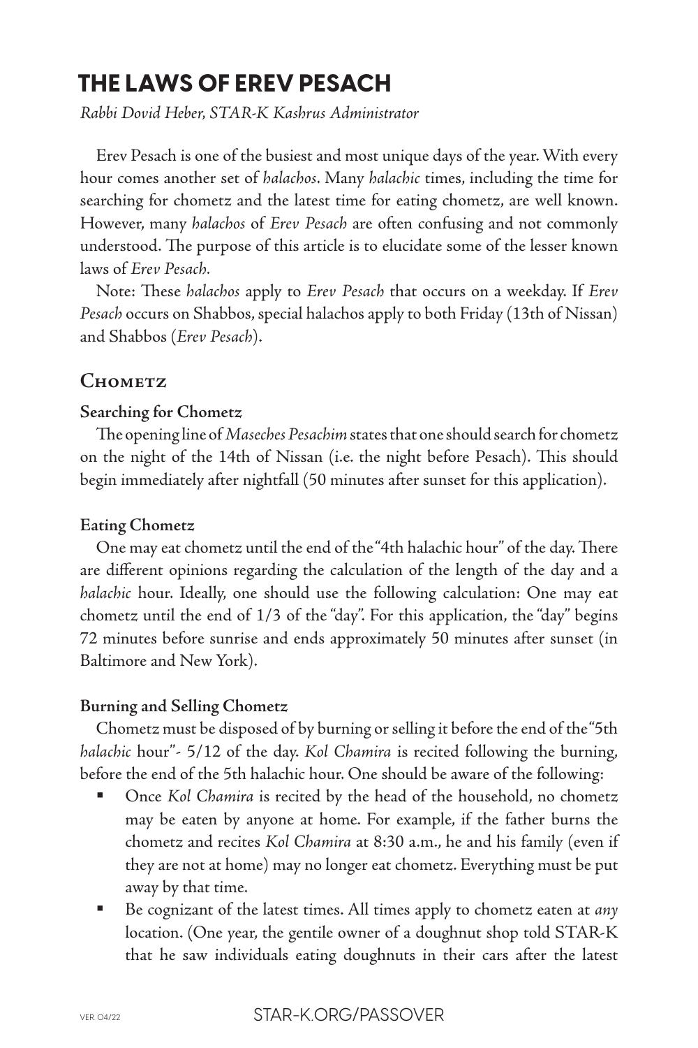# THE LAWS OF EREV PESACH

*Rabbi Dovid Heber, STAR-K Kashrus Administrator*

Erev Pesach is one of the busiest and most unique days of the year. With every hour comes another set of *halachos*. Many *halachic* times, including the time for searching for chometz and the latest time for eating chometz, are well known. However, many *halachos* of *Erev Pesach* are often confusing and not commonly understood. The purpose of this article is to elucidate some of the lesser known laws of *Erev Pesach*.

Note: These *halachos* apply to *Erev Pesach* that occurs on a weekday. If *Erev Pesach* occurs on Shabbos, special halachos apply to both Friday (13th of Nissan) and Shabbos (*Erev Pesach*).

## Chometz

### Searching for Chometz

The opening line of *Maseches Pesachim* states that one should search for chometz on the night of the 14th of Nissan (i.e. the night before Pesach). This should begin immediately after nightfall (50 minutes after sunset for this application).

### Eating Chometz

One may eat chometz until the end of the "4th halachic hour" of the day. There are different opinions regarding the calculation of the length of the day and a *halachic* hour. Ideally, one should use the following calculation: One may eat chometz until the end of 1/3 of the "day". For this application, the "day" begins 72 minutes before sunrise and ends approximately 50 minutes after sunset (in Baltimore and New York).

### Burning and Selling Chometz

Chometz must be disposed of by burning or selling it before the end of the "5th *halachic* hour"- 5/12 of the day. *Kol Chamira* is recited following the burning, before the end of the 5th halachic hour. One should be aware of the following:

- Once *Kol Chamira* is recited by the head of the household, no chometz may be eaten by anyone at home. For example, if the father burns the chometz and recites *Kol Chamira* at 8:30 a.m., he and his family (even if they are not at home) may no longer eat chometz. Everything must be put away by that time.
- Be cognizant of the latest times. All times apply to chometz eaten at *any* location. (One year, the gentile owner of a doughnut shop told STAR-K that he saw individuals eating doughnuts in their cars after the latest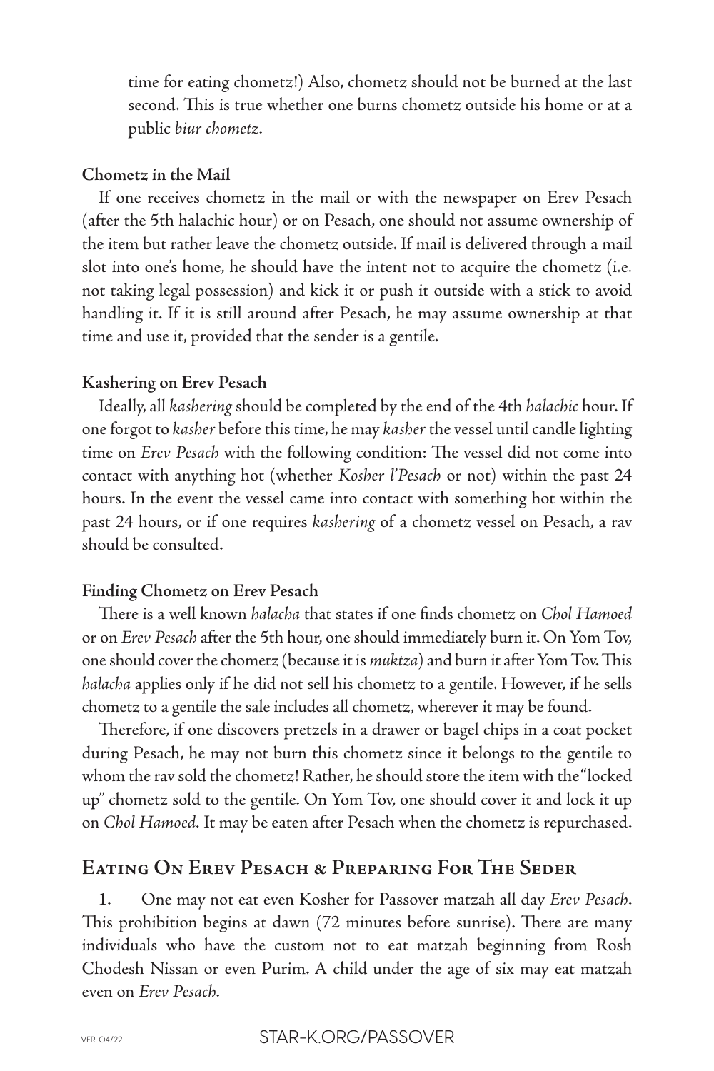time for eating chometz!) Also, chometz should not be burned at the last second. This is true whether one burns chometz outside his home or at a public *biur chometz*.

### Chometz in the Mail

If one receives chometz in the mail or with the newspaper on Erev Pesach (after the 5th halachic hour) or on Pesach, one should not assume ownership of the item but rather leave the chometz outside. If mail is delivered through a mail slot into one's home, he should have the intent not to acquire the chometz (i.e. not taking legal possession) and kick it or push it outside with a stick to avoid handling it. If it is still around after Pesach, he may assume ownership at that time and use it, provided that the sender is a gentile.

### Kashering on Erev Pesach

Ideally, all *kashering* should be completed by the end of the 4th *halachic* hour. If one forgot to *kasher* before this time, he may *kasher* the vessel until candle lighting time on *Erev Pesach* with the following condition: The vessel did not come into contact with anything hot (whether *Kosher l'Pesach* or not) within the past 24 hours. In the event the vessel came into contact with something hot within the past 24 hours, or if one requires *kashering* of a chometz vessel on Pesach, a rav should be consulted.

### Finding Chometz on Erev Pesach

There is a well known *halacha* that states if one finds chometz on *Chol Hamoed* or on *Erev Pesach* after the 5th hour, one should immediately burn it. On Yom Tov, one should cover the chometz (because it is *muktza*) and burn it after Yom Tov. This *halacha* applies only if he did not sell his chometz to a gentile. However, if he sells chometz to a gentile the sale includes all chometz, wherever it may be found.

Therefore, if one discovers pretzels in a drawer or bagel chips in a coat pocket during Pesach, he may not burn this chometz since it belongs to the gentile to whom the rav sold the chometz! Rather, he should store the item with the "locked up" chometz sold to the gentile. On Yom Tov, one should cover it and lock it up on *Chol Hamoed*. It may be eaten after Pesach when the chometz is repurchased.

## Eating On Erev Pesach & Preparing For The Seder

1. One may not eat even Kosher for Passover matzah all day *Erev Pesach*. This prohibition begins at dawn (72 minutes before sunrise). There are many individuals who have the custom not to eat matzah beginning from Rosh Chodesh Nissan or even Purim. A child under the age of six may eat matzah even on *Erev Pesach*.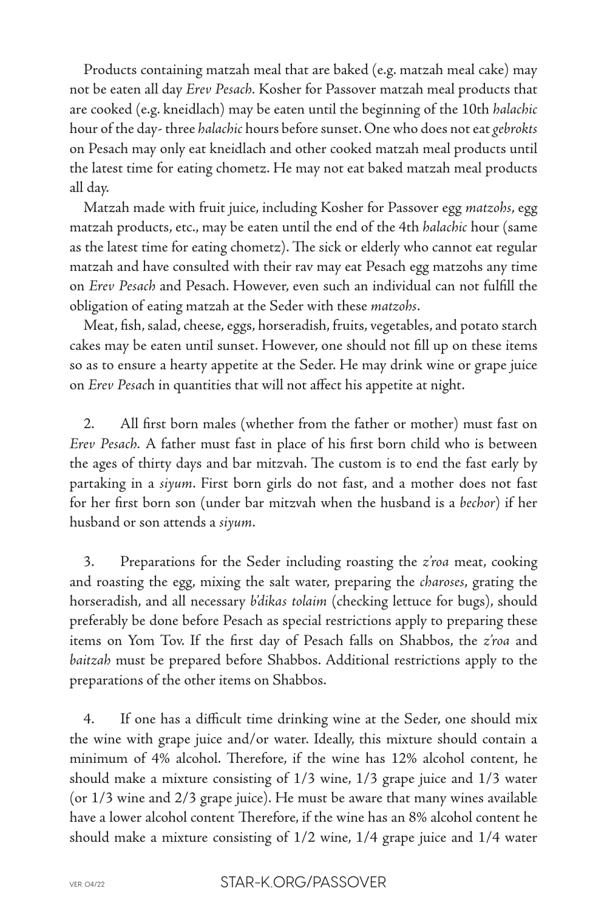Products containing matzah meal that are baked (e.g. matzah meal cake) may not be eaten all day *Erev Pesach*. Kosher for Passover matzah meal products that are cooked (e.g. kneidlach) may be eaten until the beginning of the 10th *halachic* hour of the day- three *halachic* hours before sunset. One who does not eat *gebrokts* on Pesach may only eat kneidlach and other cooked matzah meal products until the latest time for eating chometz. He may not eat baked matzah meal products all day.

Matzah made with fruit juice, including Kosher for Passover egg *matzohs*, egg matzah products, etc., may be eaten until the end of the 4th *halachic* hour (same as the latest time for eating chometz). The sick or elderly who cannot eat regular matzah and have consulted with their rav may eat Pesach egg matzohs any time on *Erev Pesach* and Pesach. However, even such an individual can not fulfill the obligation of eating matzah at the Seder with these *matzohs*.

Meat, fish, salad, cheese, eggs, horseradish, fruits, vegetables, and potato starch cakes may be eaten until sunset. However, one should not fill up on these items so as to ensure a hearty appetite at the Seder. He may drink wine or grape juice on *Erev Pesach* in quantities that will not affect his appetite at night.

2. All first born males (whether from the father or mother) must fast on *Erev Pesach*. A father must fast in place of his first born child who is between the ages of thirty days and bar mitzvah. The custom is to end the fast early by partaking in a *siyum*. First born girls do not fast, and a mother does not fast for her first born son (under bar mitzvah when the husband is a *bechor*) if her husband or son attends a *siyum*.

3. Preparations for the Seder including roasting the *z'roa* meat, cooking and roasting the egg, mixing the salt water, preparing the *charoses*, grating the horseradish, and all necessary *b'dikas tolaim* (checking lettuce for bugs), should preferably be done before Pesach as special restrictions apply to preparing these items on Yom Tov. If the first day of Pesach falls on Shabbos, the *z'roa* and *baitzah* must be prepared before Shabbos. Additional restrictions apply to the preparations of the other items on Shabbos.

4. If one has a difficult time drinking wine at the Seder, one should mix the wine with grape juice and/or water. Ideally, this mixture should contain a minimum of 4% alcohol. Therefore, if the wine has 12% alcohol content, he should make a mixture consisting of 1/3 wine, 1/3 grape juice and 1/3 water (or 1/3 wine and 2/3 grape juice). He must be aware that many wines available have a lower alcohol content Therefore, if the wine has an 8% alcohol content he should make a mixture consisting of 1/2 wine, 1/4 grape juice and 1/4 water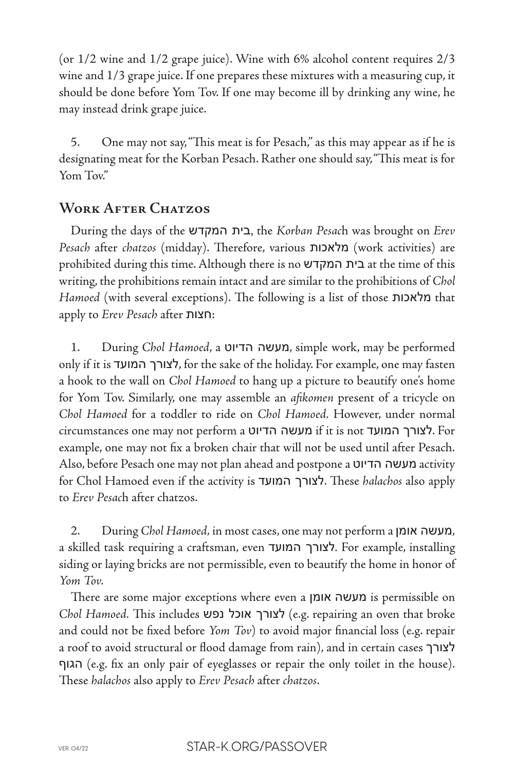(or 1/2 wine and 1/2 grape juice). Wine with 6% alcohol content requires 2/3 wine and 1/3 grape juice. If one prepares these mixtures with a measuring cup, it should be done before Yom Tov. If one may become ill by drinking any wine, he may instead drink grape juice.

5. One may not say, "This meat is for Pesach," as this may appear as if he is designating meat for the Korban Pesach. Rather one should say, "This meat is for Yom Tov."

## Work After Chatzos

During the days of the בית המקדש, the *Korban Pesach* was brought on *Erev Pesach* after *chatzos* (midday). Therefore, various מלאכות (work activities) are prohibited during this time. Although there is no בית המקדש at the time of this writing, the prohibitions remain intact and are similar to the prohibitions of *Chol Hamoed* (with several exceptions). The following is a list of those מלאכות that apply to *Erev Pesach* after חצות:

1. During *Chol Hamoed*, a מעשה הדיוט, simple work, may be performed only if it is לצורך המועד, for the sake of the holiday. For example, one may fasten a hook to the wall on *Chol Hamoed* to hang up a picture to beautify one's home for Yom Tov. Similarly, one may assemble an *afikomen* present of a tricycle on *Chol Hamoed* for a toddler to ride on *Chol Hamoed*. However, under normal circumstances one may not perform a מעשה הדיוט if it is not לצורך המועד. For example, one may not fix a broken chair that will not be used until after Pesach. Also, before Pesach one may not plan ahead and postpone a מעשה הדיוט activity for Chol Hamoed even if the activity is לצורך המועד. These *halachos* also apply to *Erev Pesach* after chatzos.

2. During *Chol Hamoed*, in most cases, one may not perform a מעשה אומן, a skilled task requiring a craftsman, even לצורך המועד. For example, installing siding or laying bricks are not permissible, even to beautify the home in honor of *Yom Tov*.

There are some major exceptions where even a מעשה אומן is permissible on *Chol Hamoed*. This includes לצורך אוכל נפש (e.g. repairing an oven that broke and could not be fixed before *Yom Tov*) to avoid major financial loss (e.g. repair a roof to avoid structural or flood damage from rain), and in certain cases לצורך הגוף (e.g. fix an only pair of eyeglasses or repair the only toilet in the house). These *halachos* also apply to *Erev Pesach* after *chatzos*.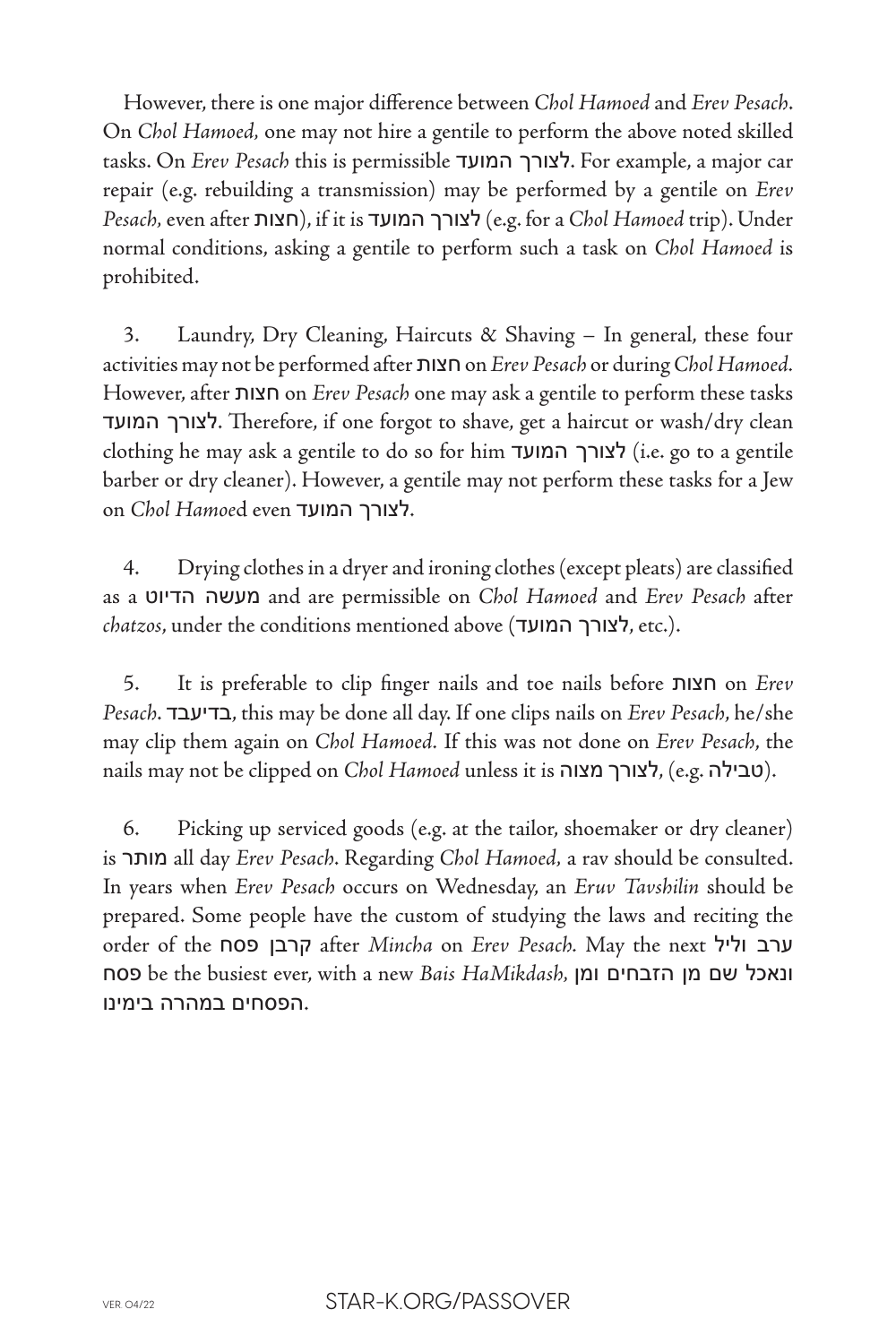However, there is one major difference between *Chol Hamoed* and *Erev Pesach*. On *Chol Hamoed,* one may not hire a gentile to perform the above noted skilled tasks. On *Erev Pesach* this is permissible לצורך המועד. For example, a major car repair (e.g. rebuilding a transmission) may be performed by a gentile on *Erev Pesach,* even after חצות), if it is לצורך המועד (e.g. for a *Chol Hamoed* trip). Under normal conditions, asking a gentile to perform such a task on *Chol Hamoed* is prohibited.

3. Laundry, Dry Cleaning, Haircuts & Shaving – In general, these four activities may not be performed after חצות on *Erev Pesach* or during *Chol Hamoed*. However, after חצות on *Erev Pesach* one may ask a gentile to perform these tasks לצורך המועד. Therefore, if one forgot to shave, get a haircut or wash/dry clean clothing he may ask a gentile to do so for him לצורך המועד (i.e. go to a gentile barber or dry cleaner). However, a gentile may not perform these tasks for a Jew on *Chol Hamoe*d even לצורך המועד.

4. Drying clothes in a dryer and ironing clothes (except pleats) are classified as a מעשה הדיוט and are permissible on *Chol Hamoed* and *Erev Pesach* after *chatzos*, under the conditions mentioned above (לצורך המועד, etc.).

5. It is preferable to clip finger nails and toe nails before חצות on *Erev Pesach*. בדיעבד, this may be done all day. If one clips nails on *Erev Pesach*, he/she may clip them again on *Chol Hamoed*. If this was not done on *Erev Pesach*, the nails may not be clipped on *Chol Hamoed* unless it is לצורך מצוה, (e.g. טבילה).

6. Picking up serviced goods (e.g. at the tailor, shoemaker or dry cleaner) is מותר all day *Erev Pesach*. Regarding *Chol Hamoed,* a rav should be consulted. In years when *Erev Pesach* occurs on Wednesday, an *Eruv Tavshilin* should be prepared. Some people have the custom of studying the laws and reciting the order of the קרבן פסח after *Mincha* on *Erev Pesach*. May the next ערב וליל פסח be the busiest ever, with a new *Bais HaMikdash,* ונאכל שם מן הזבחים ומן הפסחים במהרה בימינו.

VER. 04/22

STAR-K.ORG/PASSOVER